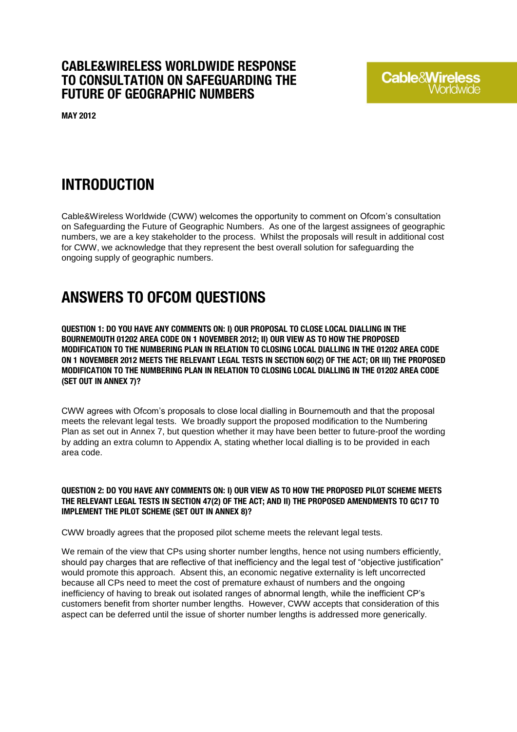# CABLE&WIRELESS WORLDWIDE RESPONSE TO CONSULTATION ON SAFEGUARDING THE FUTURE OF GEOGRAPHIC NUMBERS

Cable&Wireless Worldwide

**MAY 2012**

## INTRODUCTION

Cable&Wireless Worldwide (CWW) welcomes the opportunity to comment on Ofcom's consultation on Safeguarding the Future of Geographic Numbers. As one of the largest assignees of geographic numbers, we are a key stakeholder to the process. Whilst the proposals will result in additional cost for CWW, we acknowledge that they represent the best overall solution for safeguarding the ongoing supply of geographic numbers.

## ANSWERS TO OFCOM QUESTIONS

**QUESTION 1: DO YOU HAVE ANY COMMENTS ON: I) OUR PROPOSAL TO CLOSE LOCAL DIALLING IN THE BOURNEMOUTH 01202 AREA CODE ON 1 NOVEMBER 2012; II) OUR VIEW AS TO HOW THE PROPOSED MODIFICATION TO THE NUMBERING PLAN IN RELATION TO CLOSING LOCAL DIALLING IN THE 01202 AREA CODE ON 1 NOVEMBER 2012 MEETS THE RELEVANT LEGAL TESTS IN SECTION 60(2) OF THE ACT; OR III) THE PROPOSED MODIFICATION TO THE NUMBERING PLAN IN RELATION TO CLOSING LOCAL DIALLING IN THE 01202 AREA CODE (SET OUT IN ANNEX 7)?**

CWW agrees with Ofcom's proposals to close local dialling in Bournemouth and that the proposal meets the relevant legal tests. We broadly support the proposed modification to the Numbering Plan as set out in Annex 7, but question whether it may have been better to future-proof the wording by adding an extra column to Appendix A, stating whether local dialling is to be provided in each area code.

**QUESTION 2: DO YOU HAVE ANY COMMENTS ON: I) OUR VIEW AS TO HOW THE PROPOSED PILOT SCHEME MEETS THE RELEVANT LEGAL TESTS IN SECTION 47(2) OF THE ACT; AND II) THE PROPOSED AMENDMENTS TO GC17 TO IMPLEMENT THE PILOT SCHEME (SET OUT IN ANNEX 8)?**

CWW broadly agrees that the proposed pilot scheme meets the relevant legal tests.

We remain of the view that CPs using shorter number lengths, hence not using numbers efficiently, should pay charges that are reflective of that inefficiency and the legal test of "objective justification" would promote this approach. Absent this, an economic negative externality is left uncorrected because all CPs need to meet the cost of premature exhaust of numbers and the ongoing inefficiency of having to break out isolated ranges of abnormal length, while the inefficient CP's customers benefit from shorter number lengths. However, CWW accepts that consideration of this aspect can be deferred until the issue of shorter number lengths is addressed more generically.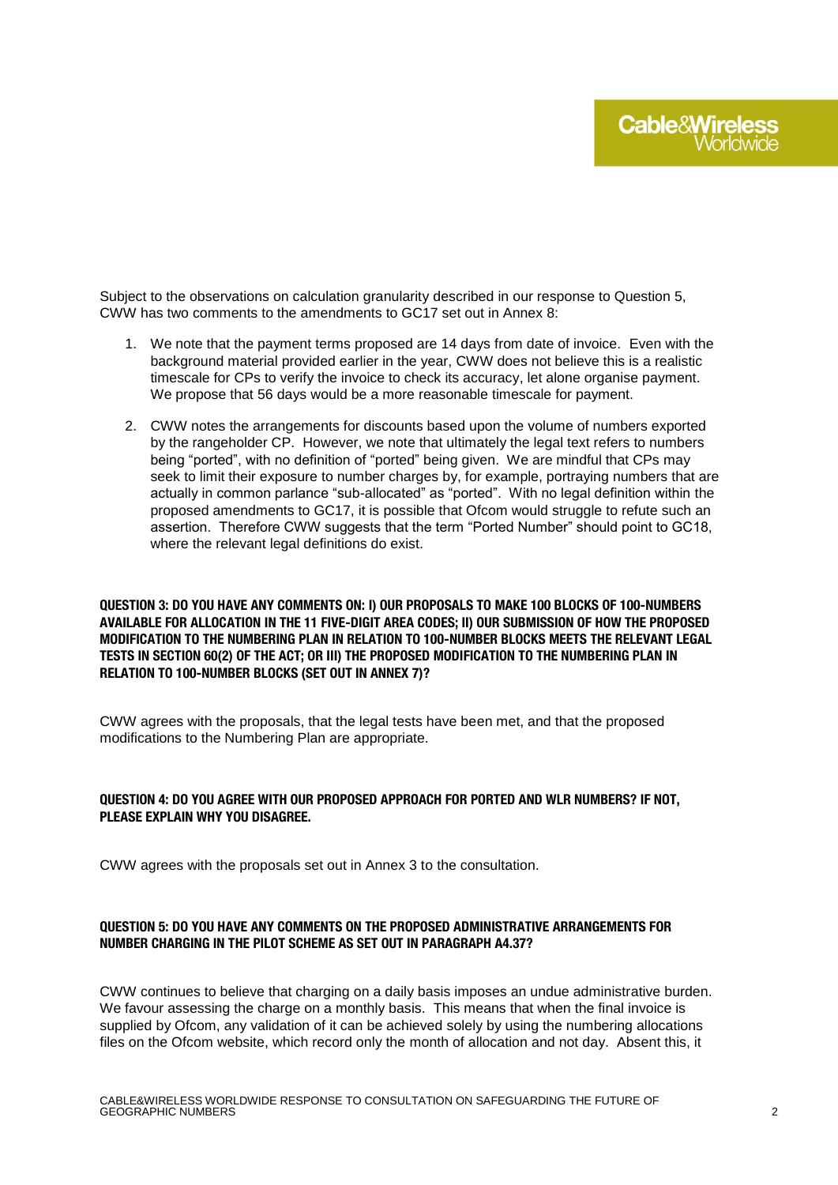Subject to the observations on calculation granularity described in our response to Question 5, CWW has two comments to the amendments to GC17 set out in Annex 8:

1. We note that the payment terms proposed are 14 days from date of invoice. Even with the background material provided earlier in the year, CWW does not believe this is a realistic timescale for CPs to verify the invoice to check its accuracy, let alone organise payment. We propose that 56 days would be a more reasonable timescale for payment.
2. CWW notes the arrangements for discounts based upon the volume of numbers exported by the rangeholder CP. However, we note that ultimately the legal text refers to numbers being "ported", with no definition of "ported" being given. We are mindful that CPs may seek to limit their exposure to number charges by, for example, portraying numbers that are actually in common parlance "sub-allocated" as "ported". With no legal definition within the proposed amendments to GC17, it is possible that Ofcom would struggle to refute such an assertion. Therefore CWW suggests that the term "Ported Number" should point to GC18, where the relevant legal definitions do exist.

**QUESTION 3: DO YOU HAVE ANY COMMENTS ON: I) OUR PROPOSALS TO MAKE 100 BLOCKS OF 100-NUMBERS AVAILABLE FOR ALLOCATION IN THE 11 FIVE-DIGIT AREA CODES; II) OUR SUBMISSION OF HOW THE PROPOSED MODIFICATION TO THE NUMBERING PLAN IN RELATION TO 100-NUMBER BLOCKS MEETS THE RELEVANT LEGAL TESTS IN SECTION 60(2) OF THE ACT; OR III) THE PROPOSED MODIFICATION TO THE NUMBERING PLAN IN RELATION TO 100-NUMBER BLOCKS (SET OUT IN ANNEX 7)?**

CWW agrees with the proposals, that the legal tests have been met, and that the proposed modifications to the Numbering Plan are appropriate.

**QUESTION 4: DO YOU AGREE WITH OUR PROPOSED APPROACH FOR PORTED AND WLR NUMBERS? IF NOT, PLEASE EXPLAIN WHY YOU DISAGREE.**

CWW agrees with the proposals set out in Annex 3 to the consultation.

**QUESTION 5: DO YOU HAVE ANY COMMENTS ON THE PROPOSED ADMINISTRATIVE ARRANGEMENTS FOR NUMBER CHARGING IN THE PILOT SCHEME AS SET OUT IN PARAGRAPH A4.37?**

CWW continues to believe that charging on a daily basis imposes an undue administrative burden. We favour assessing the charge on a monthly basis. This means that when the final invoice is supplied by Ofcom, any validation of it can be achieved solely by using the numbering allocations files on the Ofcom website, which record only the month of allocation and not day. Absent this, it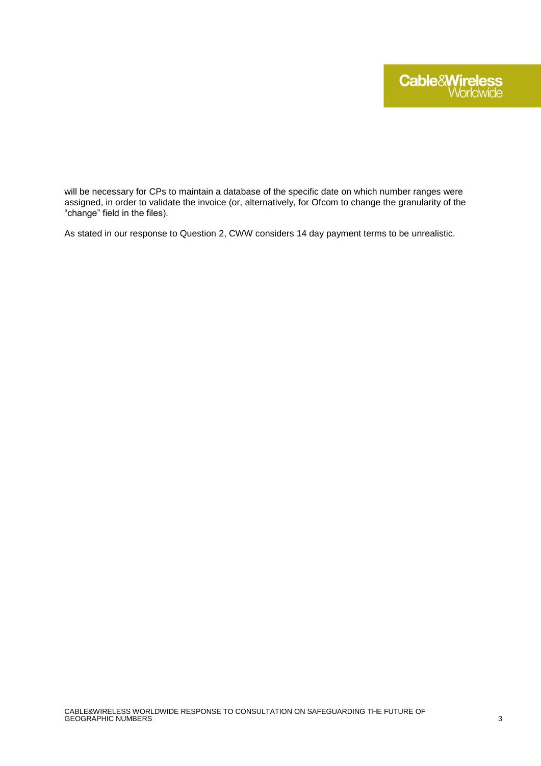will be necessary for CPs to maintain a database of the specific date on which number ranges were assigned, in order to validate the invoice (or, alternatively, for Ofcom to change the granularity of the "change" field in the files).

As stated in our response to Question 2, CWW considers 14 day payment terms to be unrealistic.